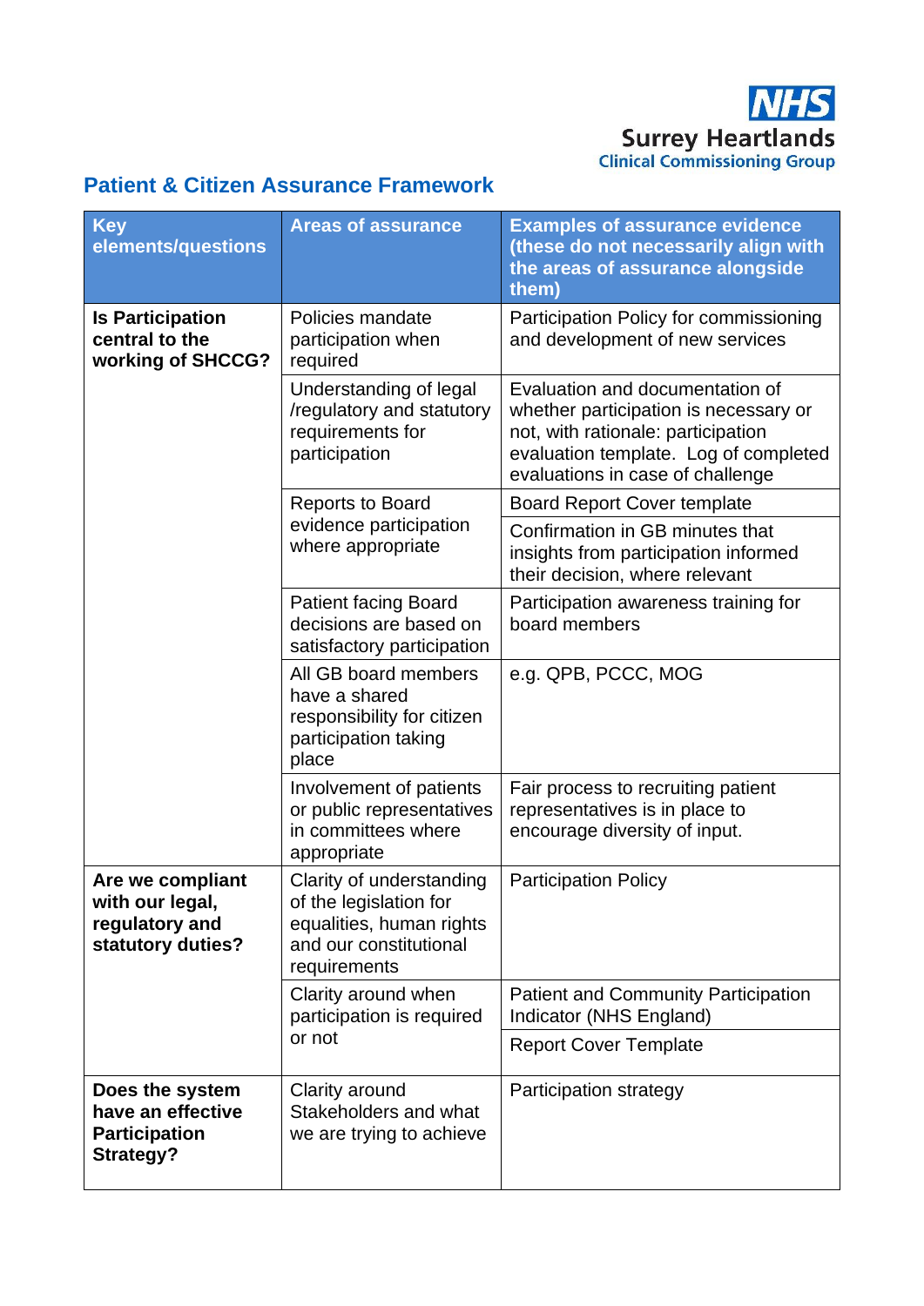NHS
Surrey Heartlands
Clinical Commissioning Group

## Patient & Citizen Assurance Framework

| Key elements/questions | Areas of assurance | Examples of assurance evidence (these do not necessarily align with the areas of assurance alongside them) |
|---|---|---|
| **Is Participation central to the working of SHCCG?** | Policies mandate participation when required | Participation Policy for commissioning and development of new services |
| | Understanding of legal /regulatory and statutory requirements for participation | Evaluation and documentation of whether participation is necessary or not, with rationale: participation evaluation template. Log of completed evaluations in case of challenge |
| | Reports to Board evidence participation where appropriate | Board Report Cover template |
| | | Confirmation in GB minutes that insights from participation informed their decision, where relevant |
| | Patient facing Board decisions are based on satisfactory participation | Participation awareness training for board members |
| | All GB board members have a shared responsibility for citizen participation taking place | e.g. QPB, PCCC, MOG |
| | Involvement of patients or public representatives in committees where appropriate | Fair process to recruiting patient representatives is in place to encourage diversity of input. |
| **Are we compliant with our legal, regulatory and statutory duties?** | Clarity of understanding of the legislation for equalities, human rights and our constitutional requirements | Participation Policy |
| | Clarity around when participation is required or not | Patient and Community Participation Indicator (NHS England) |
| | | Report Cover Template |
| **Does the system have an effective Participation Strategy?** | Clarity around Stakeholders and what we are trying to achieve | Participation strategy |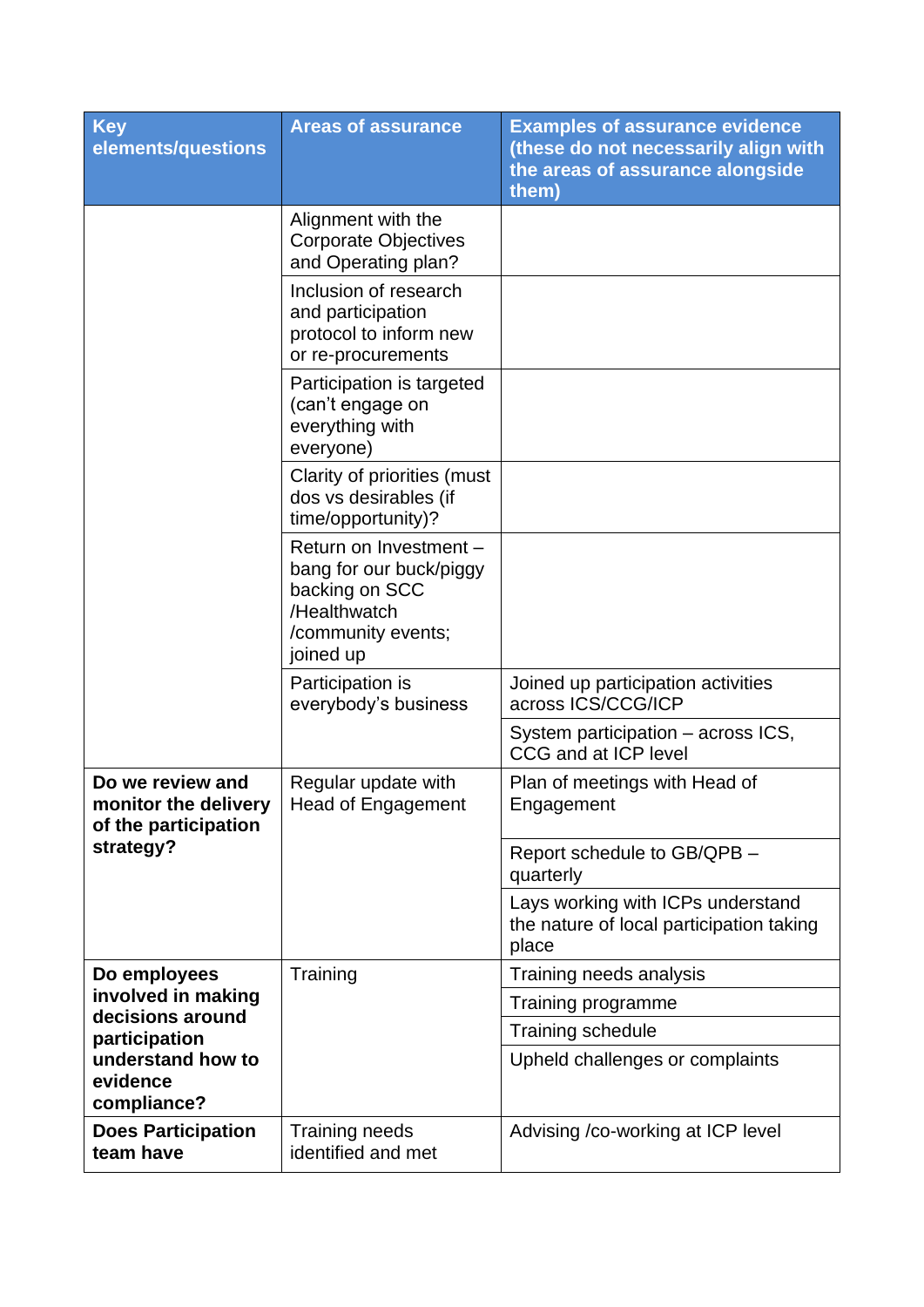| Key elements/questions | Areas of assurance | Examples of assurance evidence (these do not necessarily align with the areas of assurance alongside them) |
|---|---|---|
| | Alignment with the Corporate Objectives and Operating plan? | |
| | Inclusion of research and participation protocol to inform new or re-procurements | |
| | Participation is targeted (can't engage on everything with everyone) | |
| | Clarity of priorities (must dos vs desirables (if time/opportunity)? | |
| | Return on Investment – bang for our buck/piggy backing on SCC /Healthwatch /community events; joined up | |
| | Participation is everybody's business | Joined up participation activities across ICS/CCG/ICP |
| | | System participation – across ICS, CCG and at ICP level |
| **Do we review and monitor the delivery of the participation strategy?** | Regular update with Head of Engagement | Plan of meetings with Head of Engagement |
| | | Report schedule to GB/QPB – quarterly |
| | | Lays working with ICPs understand the nature of local participation taking place |
| **Do employees involved in making decisions around participation understand how to evidence compliance?** | Training | Training needs analysis |
| | | Training programme |
| | | Training schedule |
| | | Upheld challenges or complaints |
| **Does Participation team have** | Training needs identified and met | Advising /co-working at ICP level |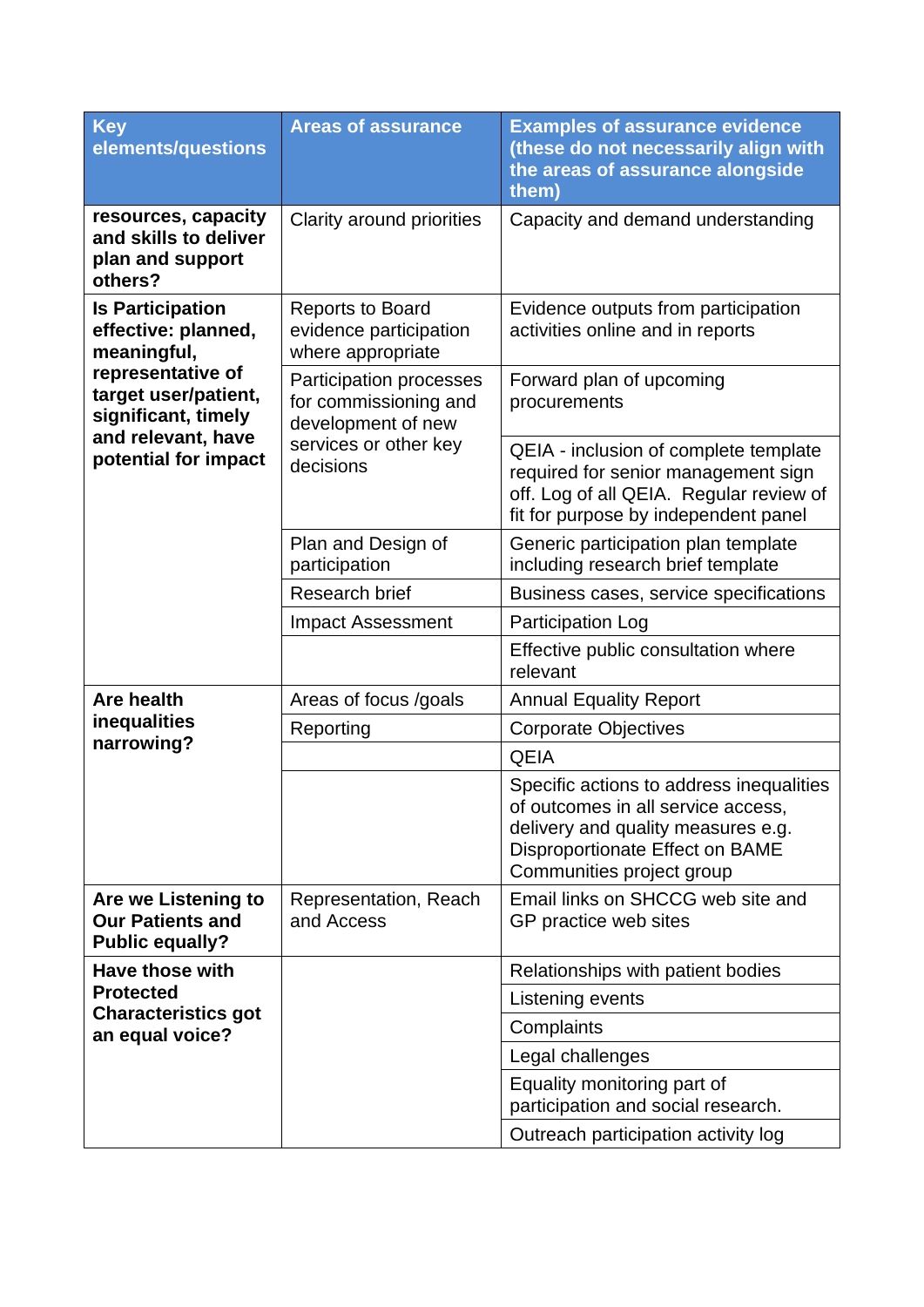| Key elements/questions | Areas of assurance | Examples of assurance evidence (these do not necessarily align with the areas of assurance alongside them) |
|---|---|---|
| **resources, capacity and skills to deliver plan and support others?** | Clarity around priorities | Capacity and demand understanding |
| **Is Participation effective: planned, meaningful, representative of target user/patient, significant, timely and relevant, have potential for impact** | Reports to Board evidence participation where appropriate | Evidence outputs from participation activities online and in reports |
| | Participation processes for commissioning and development of new services or other key decisions | Forward plan of upcoming procurements |
| | | QEIA - inclusion of complete template required for senior management sign off. Log of all QEIA. Regular review of fit for purpose by independent panel |
| | Plan and Design of participation | Generic participation plan template including research brief template |
| | Research brief | Business cases, service specifications |
| | Impact Assessment | Participation Log |
| | | Effective public consultation where relevant |
| **Are health inequalities narrowing?** | Areas of focus /goals | Annual Equality Report |
| | Reporting | Corporate Objectives |
| | | QEIA |
| | | Specific actions to address inequalities of outcomes in all service access, delivery and quality measures e.g. Disproportionate Effect on BAME Communities project group |
| **Are we Listening to Our Patients and Public equally?** | Representation, Reach and Access | Email links on SHCCG web site and GP practice web sites |
| **Have those with Protected Characteristics got an equal voice?** | | Relationships with patient bodies |
| | | Listening events |
| | | Complaints |
| | | Legal challenges |
| | | Equality monitoring part of participation and social research. |
| | | Outreach participation activity log |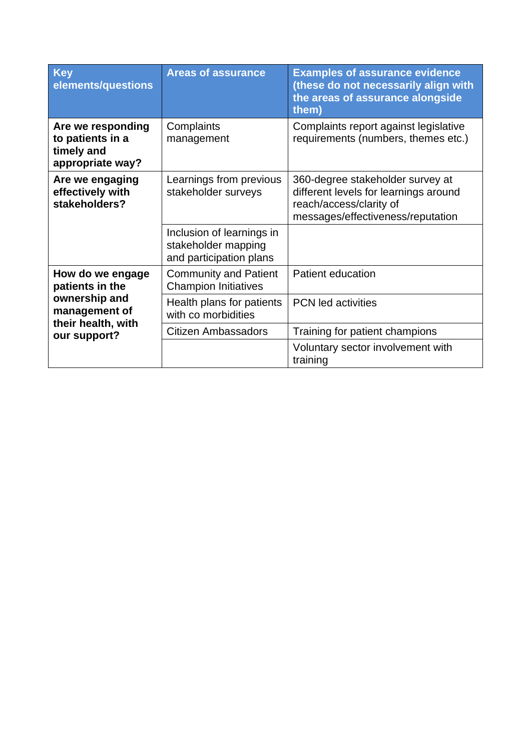| Key elements/questions | Areas of assurance | Examples of assurance evidence (these do not necessarily align with the areas of assurance alongside them) |
|---|---|---|
| **Are we responding to patients in a timely and appropriate way?** | Complaints management | Complaints report against legislative requirements (numbers, themes etc.) |
| **Are we engaging effectively with stakeholders?** | Learnings from previous stakeholder surveys | 360-degree stakeholder survey at different levels for learnings around reach/access/clarity of messages/effectiveness/reputation |
| | Inclusion of learnings in stakeholder mapping and participation plans | |
| **How do we engage patients in the ownership and management of their health, with our support?** | Community and Patient Champion Initiatives | Patient education |
| | Health plans for patients with co morbidities | PCN led activities |
| | Citizen Ambassadors | Training for patient champions |
| | | Voluntary sector involvement with training |